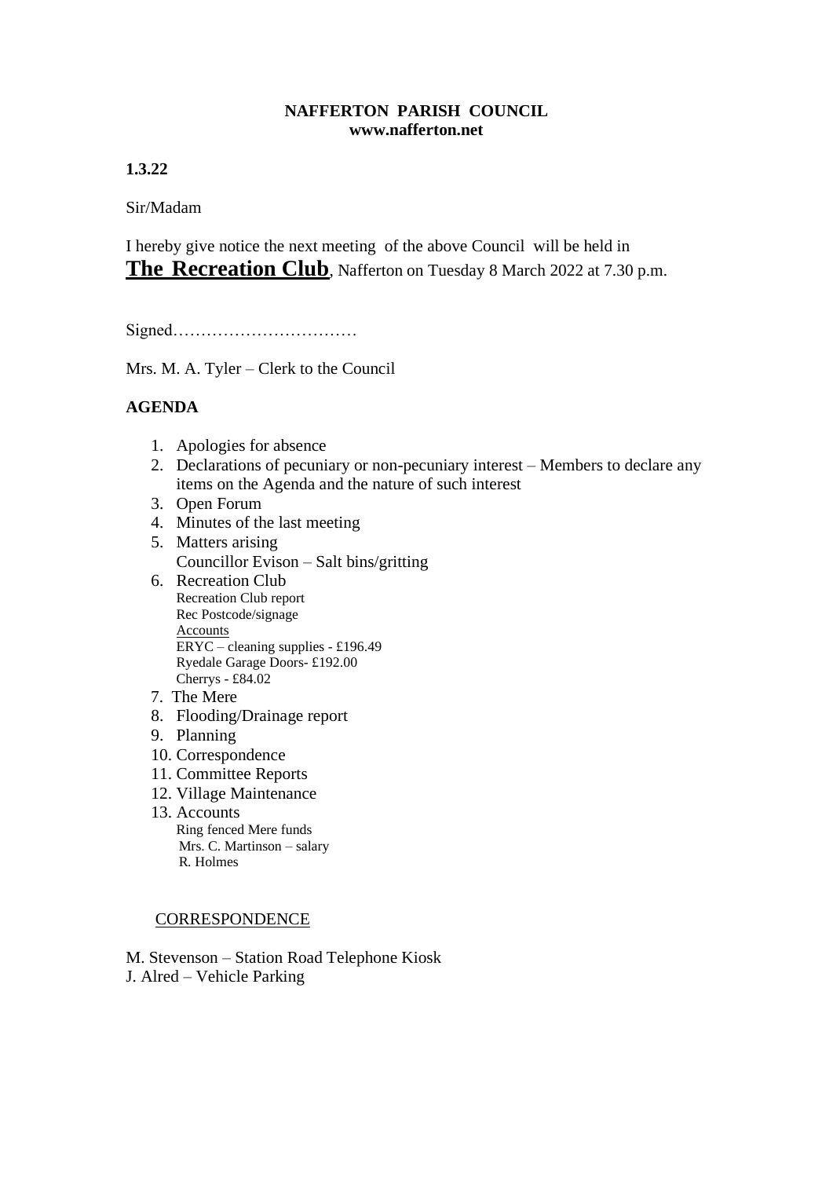**NAFFERTON PARISH COUNCIL**
**www.nafferton.net**

**1.3.22**

Sir/Madam

I hereby give notice the next meeting of the above Council will be held in **The Recreation Club**, Nafferton on Tuesday 8 March 2022 at 7.30 p.m.

Signed……………………………

Mrs. M. A. Tyler – Clerk to the Council

**AGENDA**

1. Apologies for absence
2. Declarations of pecuniary or non-pecuniary interest – Members to declare any items on the Agenda and the nature of such interest
3. Open Forum
4. Minutes of the last meeting
5. Matters arising
   Councillor Evison – Salt bins/gritting
6. Recreation Club
   Recreation Club report
   Rec Postcode/signage
   Accounts
   ERYC – cleaning supplies - £196.49
   Ryedale Garage Doors- £192.00
   Cherrys - £84.02
7. The Mere
8. Flooding/Drainage report
9. Planning
10. Correspondence
11. Committee Reports
12. Village Maintenance
13. Accounts
    Ring fenced Mere funds
    Mrs. C. Martinson – salary
    R. Holmes

CORRESPONDENCE

M. Stevenson – Station Road Telephone Kiosk
J. Alred – Vehicle Parking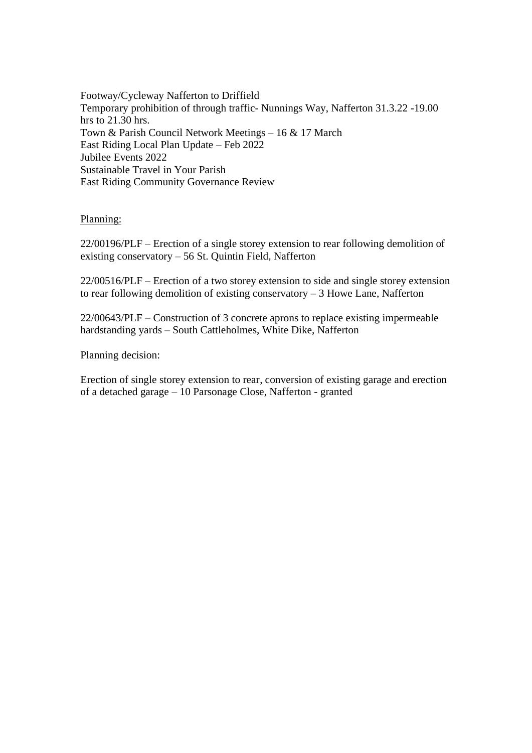Footway/Cycleway Nafferton to Driffield
Temporary prohibition of through traffic- Nunnings Way, Nafferton 31.3.22 -19.00 hrs to 21.30 hrs.
Town & Parish Council Network Meetings – 16 & 17 March
East Riding Local Plan Update – Feb 2022
Jubilee Events 2022
Sustainable Travel in Your Parish
East Riding Community Governance Review

<u>Planning:</u>

22/00196/PLF – Erection of a single storey extension to rear following demolition of existing conservatory – 56 St. Quintin Field, Nafferton

22/00516/PLF – Erection of a two storey extension to side and single storey extension to rear following demolition of existing conservatory – 3 Howe Lane, Nafferton

22/00643/PLF – Construction of 3 concrete aprons to replace existing impermeable hardstanding yards – South Cattleholmes, White Dike, Nafferton

Planning decision:

Erection of single storey extension to rear, conversion of existing garage and erection of a detached garage – 10 Parsonage Close, Nafferton - granted